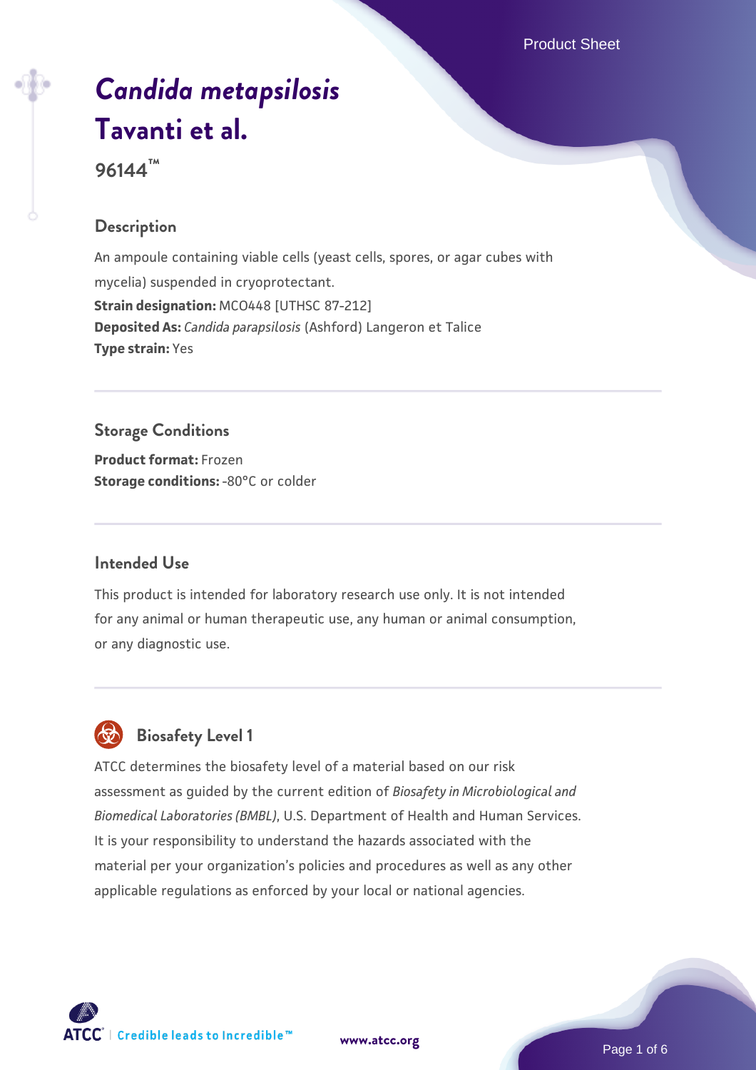# *Candida metapsilosis* Tavanti et al.

**96144™**

## Description

An ampoule containing viable cells (yeast cells, spores, or agar cubes with mycelia) suspended in cryoprotectant.

**Strain designation:** MCO448 [UTHSC 87-212]
**Deposited As:** *Candida parapsilosis* (Ashford) Langeron et Talice
**Type strain:** Yes

## Storage Conditions

**Product format:** Frozen
**Storage conditions:** -80°C or colder

## Intended Use

This product is intended for laboratory research use only. It is not intended for any animal or human therapeutic use, any human or animal consumption, or any diagnostic use.

## Biosafety Level 1

ATCC determines the biosafety level of a material based on our risk assessment as guided by the current edition of *Biosafety in Microbiological and Biomedical Laboratories (BMBL)*, U.S. Department of Health and Human Services. It is your responsibility to understand the hazards associated with the material per your organization's policies and procedures as well as any other applicable regulations as enforced by your local or national agencies.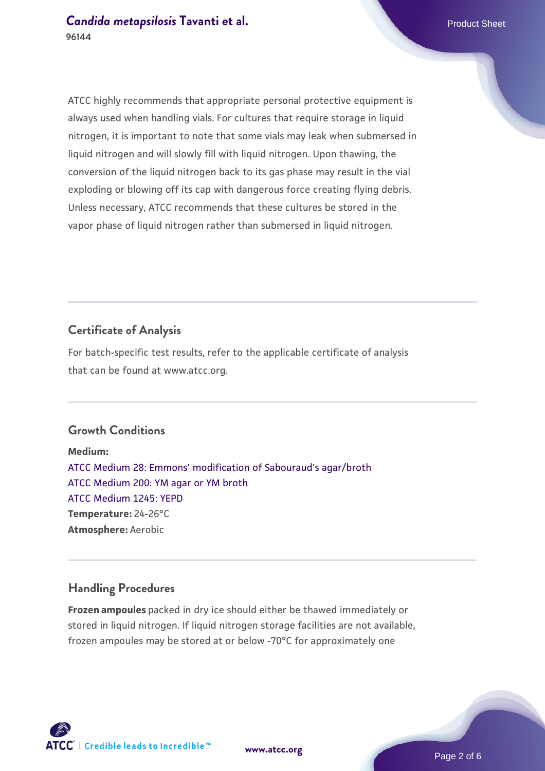ATCC highly recommends that appropriate personal protective equipment is always used when handling vials. For cultures that require storage in liquid nitrogen, it is important to note that some vials may leak when submersed in liquid nitrogen and will slowly fill with liquid nitrogen. Upon thawing, the conversion of the liquid nitrogen back to its gas phase may result in the vial exploding or blowing off its cap with dangerous force creating flying debris. Unless necessary, ATCC recommends that these cultures be stored in the vapor phase of liquid nitrogen rather than submersed in liquid nitrogen.

## Certificate of Analysis

For batch-specific test results, refer to the applicable certificate of analysis that can be found at www.atcc.org.

## Growth Conditions

**Medium:**
ATCC Medium 28: Emmons' modification of Sabouraud's agar/broth
ATCC Medium 200: YM agar or YM broth
ATCC Medium 1245: YEPD
**Temperature:** 24-26°C
**Atmosphere:** Aerobic

## Handling Procedures

**Frozen ampoules** packed in dry ice should either be thawed immediately or stored in liquid nitrogen. If liquid nitrogen storage facilities are not available, frozen ampoules may be stored at or below -70°C for approximately one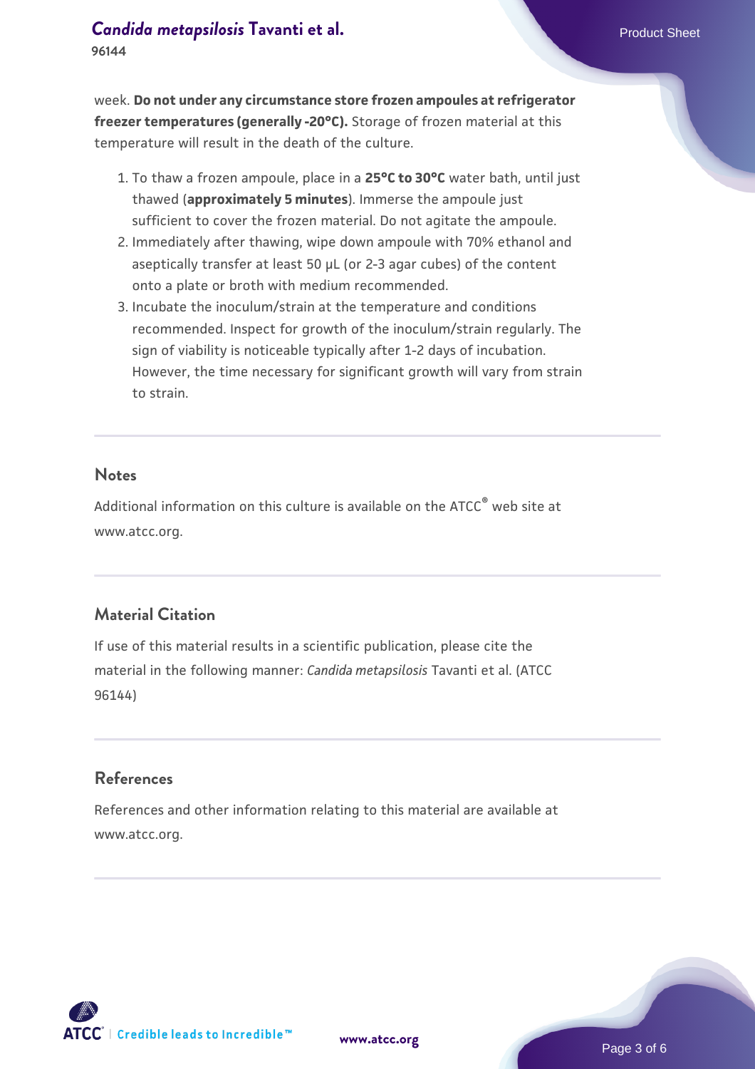week. **Do not under any circumstance store frozen ampoules at refrigerator freezer temperatures (generally -20°C).** Storage of frozen material at this temperature will result in the death of the culture.

1. To thaw a frozen ampoule, place in a **25°C to 30°C** water bath, until just thawed (**approximately 5 minutes**). Immerse the ampoule just sufficient to cover the frozen material. Do not agitate the ampoule.
2. Immediately after thawing, wipe down ampoule with 70% ethanol and aseptically transfer at least 50 µL (or 2-3 agar cubes) of the content onto a plate or broth with medium recommended.
3. Incubate the inoculum/strain at the temperature and conditions recommended. Inspect for growth of the inoculum/strain regularly. The sign of viability is noticeable typically after 1-2 days of incubation. However, the time necessary for significant growth will vary from strain to strain.

## Notes

Additional information on this culture is available on the ATCC® web site at www.atcc.org.

## Material Citation

If use of this material results in a scientific publication, please cite the material in the following manner: *Candida metapsilosis* Tavanti et al. (ATCC 96144)

## References

References and other information relating to this material are available at www.atcc.org.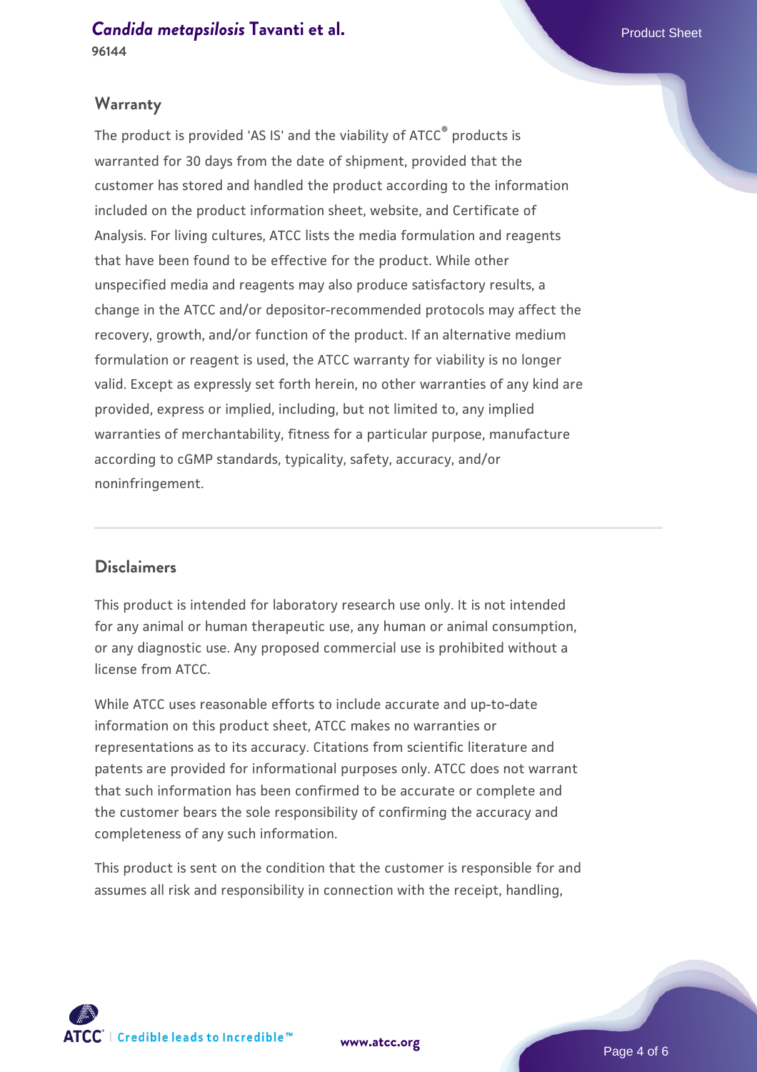## Warranty

The product is provided 'AS IS' and the viability of ATCC® products is warranted for 30 days from the date of shipment, provided that the customer has stored and handled the product according to the information included on the product information sheet, website, and Certificate of Analysis. For living cultures, ATCC lists the media formulation and reagents that have been found to be effective for the product. While other unspecified media and reagents may also produce satisfactory results, a change in the ATCC and/or depositor-recommended protocols may affect the recovery, growth, and/or function of the product. If an alternative medium formulation or reagent is used, the ATCC warranty for viability is no longer valid. Except as expressly set forth herein, no other warranties of any kind are provided, express or implied, including, but not limited to, any implied warranties of merchantability, fitness for a particular purpose, manufacture according to cGMP standards, typicality, safety, accuracy, and/or noninfringement.

## Disclaimers

This product is intended for laboratory research use only. It is not intended for any animal or human therapeutic use, any human or animal consumption, or any diagnostic use. Any proposed commercial use is prohibited without a license from ATCC.

While ATCC uses reasonable efforts to include accurate and up-to-date information on this product sheet, ATCC makes no warranties or representations as to its accuracy. Citations from scientific literature and patents are provided for informational purposes only. ATCC does not warrant that such information has been confirmed to be accurate or complete and the customer bears the sole responsibility of confirming the accuracy and completeness of any such information.

This product is sent on the condition that the customer is responsible for and assumes all risk and responsibility in connection with the receipt, handling,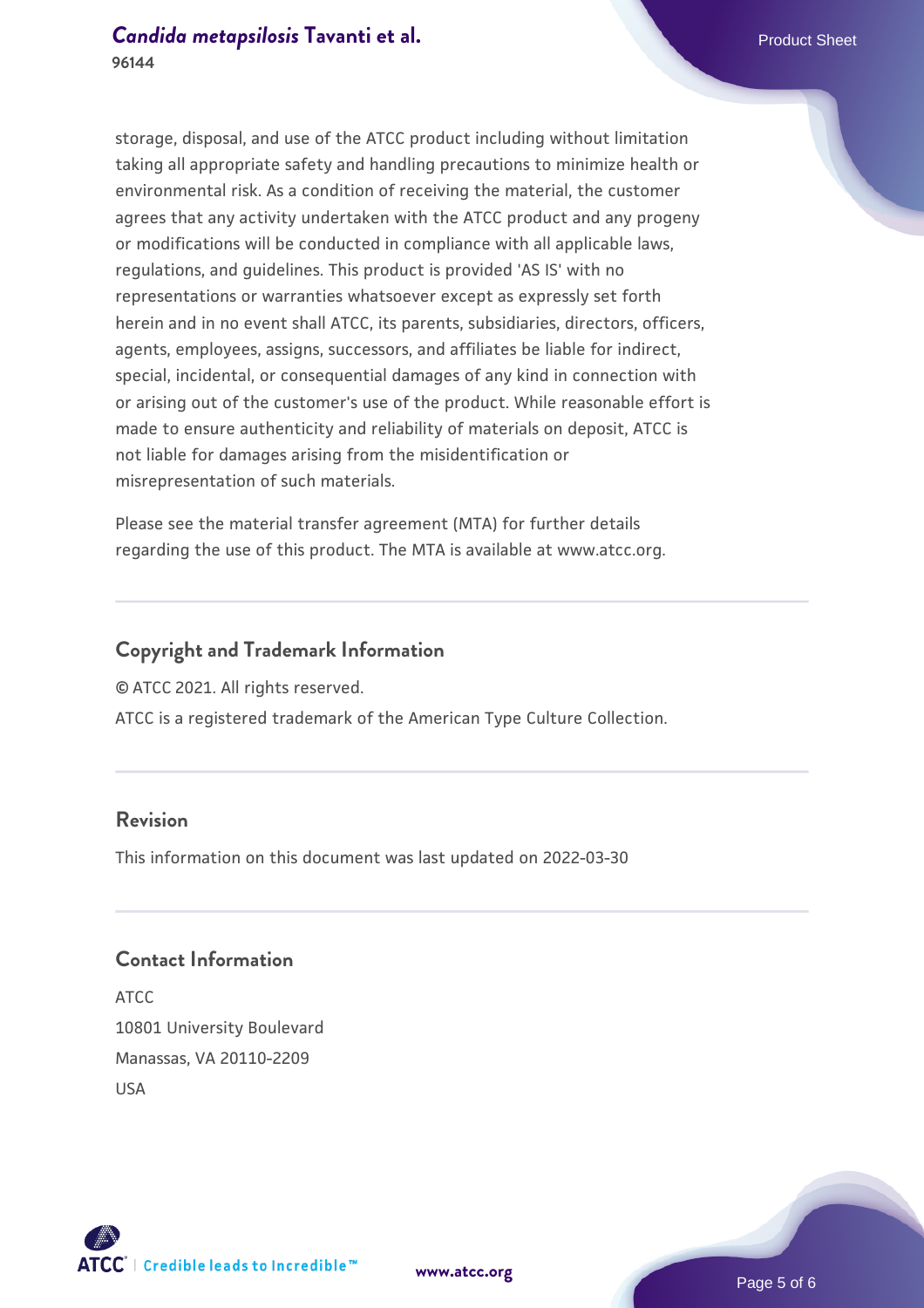storage, disposal, and use of the ATCC product including without limitation taking all appropriate safety and handling precautions to minimize health or environmental risk. As a condition of receiving the material, the customer agrees that any activity undertaken with the ATCC product and any progeny or modifications will be conducted in compliance with all applicable laws, regulations, and guidelines. This product is provided 'AS IS' with no representations or warranties whatsoever except as expressly set forth herein and in no event shall ATCC, its parents, subsidiaries, directors, officers, agents, employees, assigns, successors, and affiliates be liable for indirect, special, incidental, or consequential damages of any kind in connection with or arising out of the customer's use of the product. While reasonable effort is made to ensure authenticity and reliability of materials on deposit, ATCC is not liable for damages arising from the misidentification or misrepresentation of such materials.

Please see the material transfer agreement (MTA) for further details regarding the use of this product. The MTA is available at www.atcc.org.

## Copyright and Trademark Information

© ATCC 2021. All rights reserved.

ATCC is a registered trademark of the American Type Culture Collection.

## Revision

This information on this document was last updated on 2022-03-30

## Contact Information

ATCC
10801 University Boulevard
Manassas, VA 20110-2209
USA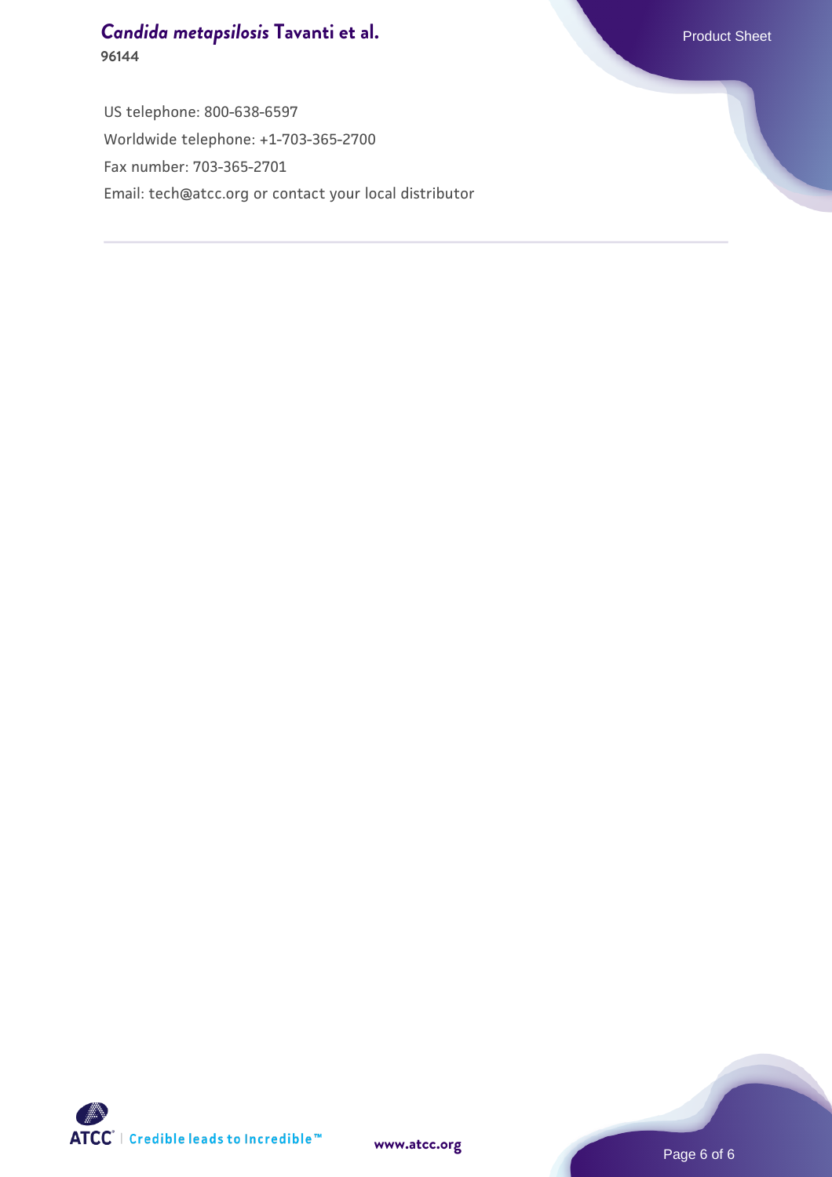US telephone: 800-638-6597

Worldwide telephone: +1-703-365-2700

Fax number: 703-365-2701

Email: tech@atcc.org or contact your local distributor